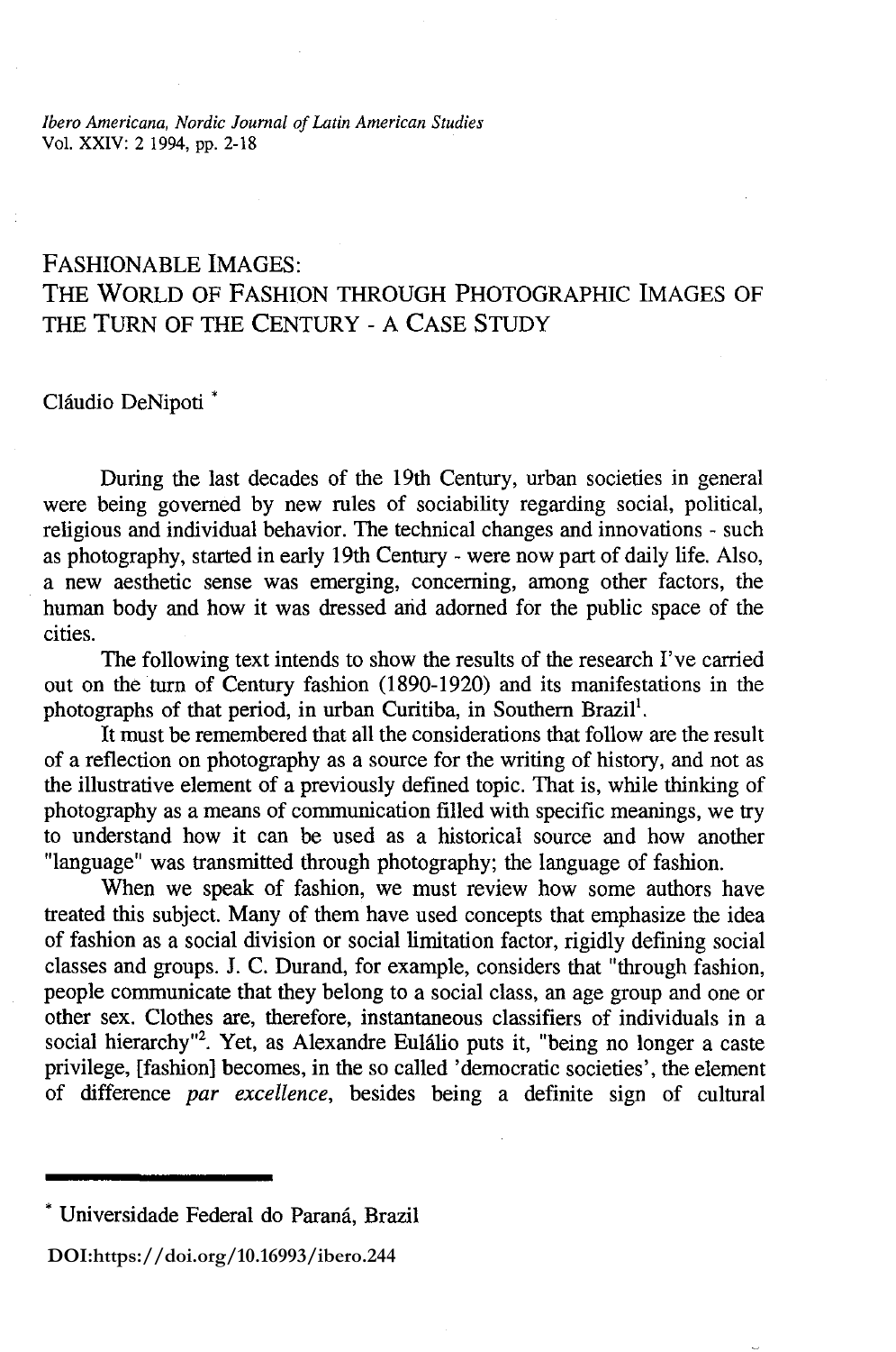# FASHIONABLE IMAGES: THE WORLD OF FASHION THROUGH PHOTOGRAPHIC IMAGES OF THE TURN OF THE CENTURY - A CASE STUDY

Cláudio DeNipoti *

During the last decades of the 19th Century, urban societies in general were being governed by new rules of sociability regarding social, political, religious and individual behavior. The technical changes and innovations - such as photography, started in early 19th Century - were now part of daily life. Also, a new aesthetic sense was emerging, concerning, among other factors, the human body and how it was dressed and adorned for the public space of the cities.

The following text intends to show the results of the research I've carried out on the turn of Century fashion (1890-1920) and its manifestations in the photographs of that period, in urban Curitiba, in Southern Brazil[1].

It must be remembered that all the considerations that follow are the result of a reflection on photography as a source for the writing of history, and not as the illustrative element of a previously defined topic. That is, while thinking of photography as a means of communication filled with specific meanings, we try to understand how it can be used as a historical source and how another "language" was transmitted through photography; the language of fashion.

When we speak of fashion, we must review how some authors have treated this subject. Many of them have used concepts that emphasize the idea of fashion as a social division or social limitation factor, rigidly defining social classes and groups. J. C. Durand, for example, considers that "through fashion, people communicate that they belong to a social class, an age group and one or other sex. Clothes are, therefore, instantaneous classifiers of individuals in a social hierarchy"[2]. Yet, as Alexandre Eulálio puts it, "being no longer a caste privilege, [fashion] becomes, in the so called 'democratic societies', the element of difference *par excellence*, besides being a definite sign of cultural

---

* Universidade Federal do Paraná, Brazil

DOI:https://doi.org/10.16993/ibero.244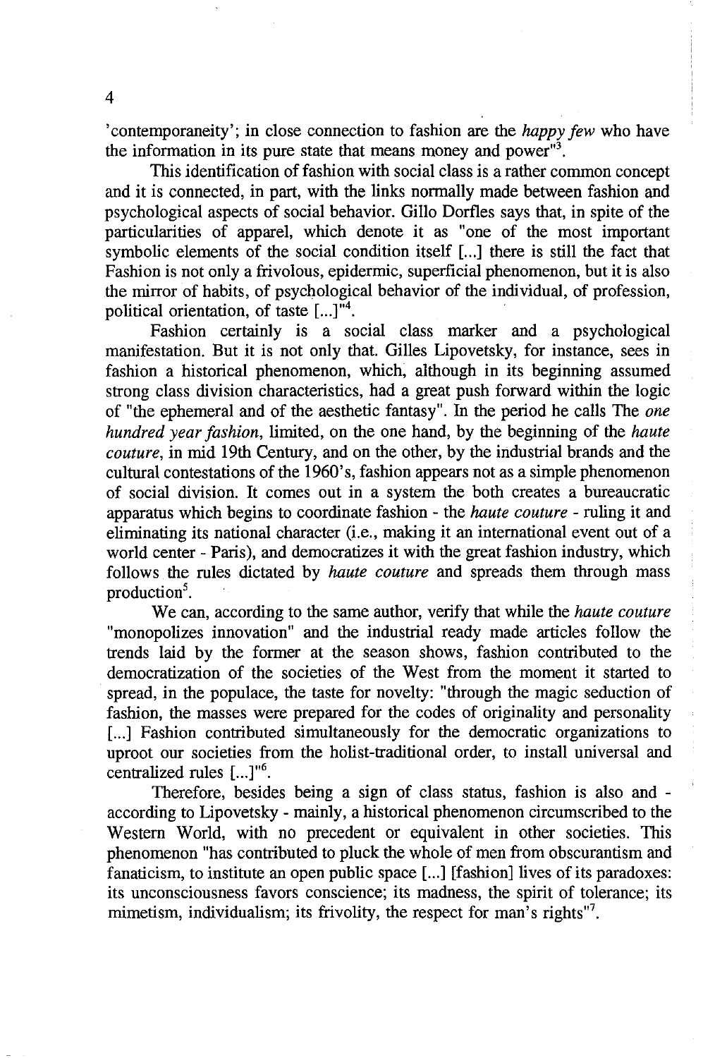'contemporaneity'; in close connection to fashion are the *happy few* who have the information in its pure state that means money and power"[3].

This identification of fashion with social class is a rather common concept and it is connected, in part, with the links normally made between fashion and psychological aspects of social behavior. Gillo Dorfles says that, in spite of the particularities of apparel, which denote it as "one of the most important symbolic elements of the social condition itself [...] there is still the fact that Fashion is not only a frivolous, epidermic, superficial phenomenon, but it is also the mirror of habits, of psychological behavior of the individual, of profession, political orientation, of taste [...]"[4].

Fashion certainly is a social class marker and a psychological manifestation. But it is not only that. Gilles Lipovetsky, for instance, sees in fashion a historical phenomenon, which, although in its beginning assumed strong class division characteristics, had a great push forward within the logic of "the ephemeral and of the aesthetic fantasy". In the period he calls The *one hundred year fashion*, limited, on the one hand, by the beginning of the *haute couture*, in mid 19th Century, and on the other, by the industrial brands and the cultural contestations of the 1960's, fashion appears not as a simple phenomenon of social division. It comes out in a system the both creates a bureaucratic apparatus which begins to coordinate fashion - the *haute couture* - ruling it and eliminating its national character (i.e., making it an international event out of a world center - Paris), and democratizes it with the great fashion industry, which follows the rules dictated by *haute couture* and spreads them through mass production[5].

We can, according to the same author, verify that while the *haute couture* "monopolizes innovation" and the industrial ready made articles follow the trends laid by the former at the season shows, fashion contributed to the democratization of the societies of the West from the moment it started to spread, in the populace, the taste for novelty: "through the magic seduction of fashion, the masses were prepared for the codes of originality and personality [...] Fashion contributed simultaneously for the democratic organizations to uproot our societies from the holist-traditional order, to install universal and centralized rules [...]"[6].

Therefore, besides being a sign of class status, fashion is also and - according to Lipovetsky - mainly, a historical phenomenon circumscribed to the Western World, with no precedent or equivalent in other societies. This phenomenon "has contributed to pluck the whole of men from obscurantism and fanaticism, to institute an open public space [...] [fashion] lives of its paradoxes: its unconsciousness favors conscience; its madness, the spirit of tolerance; its mimetism, individualism; its frivolity, the respect for man's rights"[7].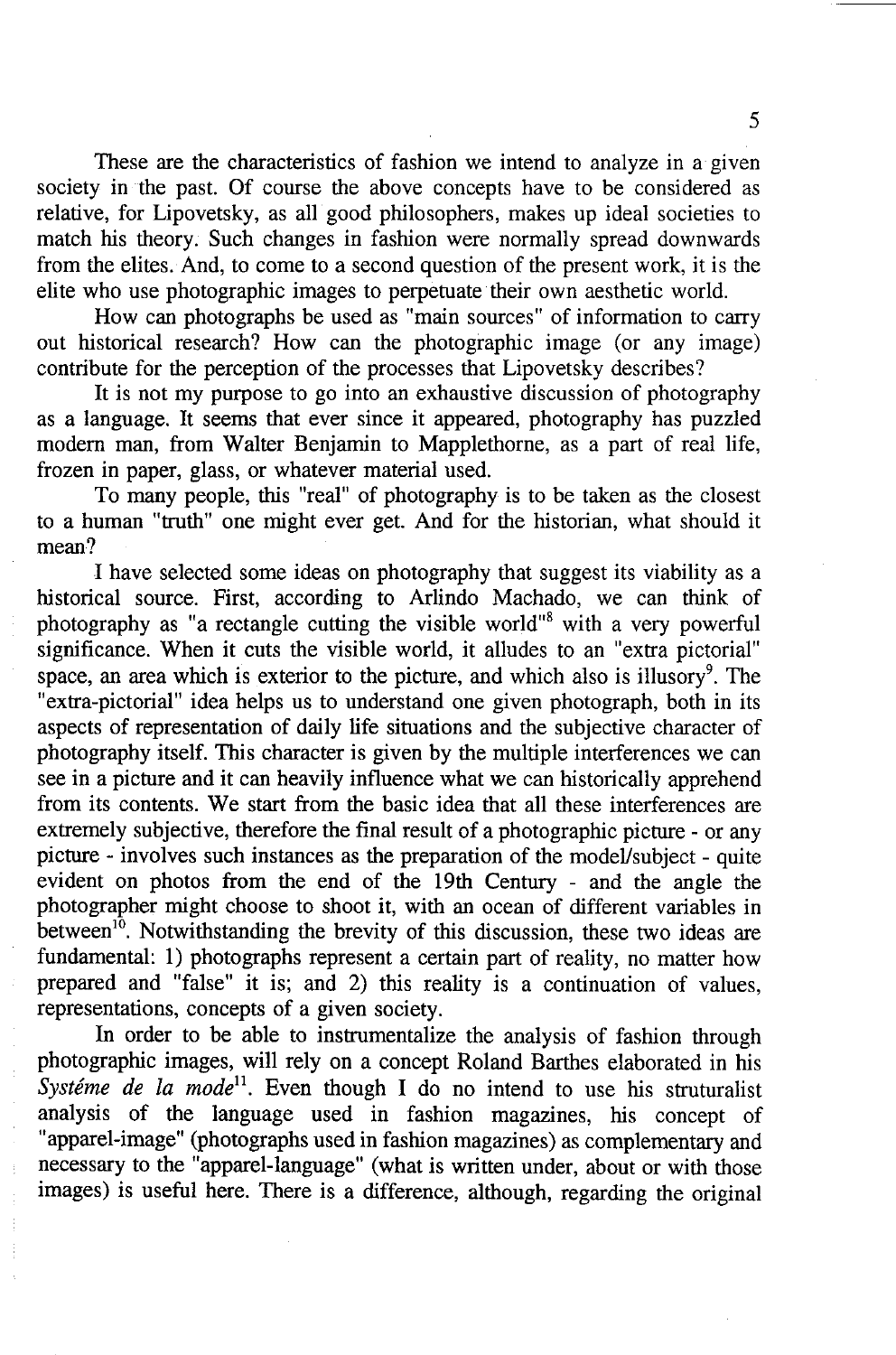These are the characteristics of fashion we intend to analyze in a given society in the past. Of course the above concepts have to be considered as relative, for Lipovetsky, as all good philosophers, makes up ideal societies to match his theory. Such changes in fashion were normally spread downwards from the elites. And, to come to a second question of the present work, it is the elite who use photographic images to perpetuate their own aesthetic world.

How can photographs be used as "main sources" of information to carry out historical research? How can the photographic image (or any image) contribute for the perception of the processes that Lipovetsky describes?

It is not my purpose to go into an exhaustive discussion of photography as a language. It seems that ever since it appeared, photography has puzzled modern man, from Walter Benjamin to Mapplethorne, as a part of real life, frozen in paper, glass, or whatever material used.

To many people, this "real" of photography is to be taken as the closest to a human "truth" one might ever get. And for the historian, what should it mean?

I have selected some ideas on photography that suggest its viability as a historical source. First, according to Arlindo Machado, we can think of photography as "a rectangle cutting the visible world"[8] with a very powerful significance. When it cuts the visible world, it alludes to an "extra pictorial" space, an area which is exterior to the picture, and which also is illusory[9]. The "extra-pictorial" idea helps us to understand one given photograph, both in its aspects of representation of daily life situations and the subjective character of photography itself. This character is given by the multiple interferences we can see in a picture and it can heavily influence what we can historically apprehend from its contents. We start from the basic idea that all these interferences are extremely subjective, therefore the final result of a photographic picture - or any picture - involves such instances as the preparation of the model/subject - quite evident on photos from the end of the 19th Century - and the angle the photographer might choose to shoot it, with an ocean of different variables in between[10]. Notwithstanding the brevity of this discussion, these two ideas are fundamental: 1) photographs represent a certain part of reality, no matter how prepared and "false" it is; and 2) this reality is a continuation of values, representations, concepts of a given society.

In order to be able to instrumentalize the analysis of fashion through photographic images, will rely on a concept Roland Barthes elaborated in his *Systéme de la mode*[11]. Even though I do no intend to use his struturalist analysis of the language used in fashion magazines, his concept of "apparel-image" (photographs used in fashion magazines) as complementary and necessary to the "apparel-language" (what is written under, about or with those images) is useful here. There is a difference, although, regarding the original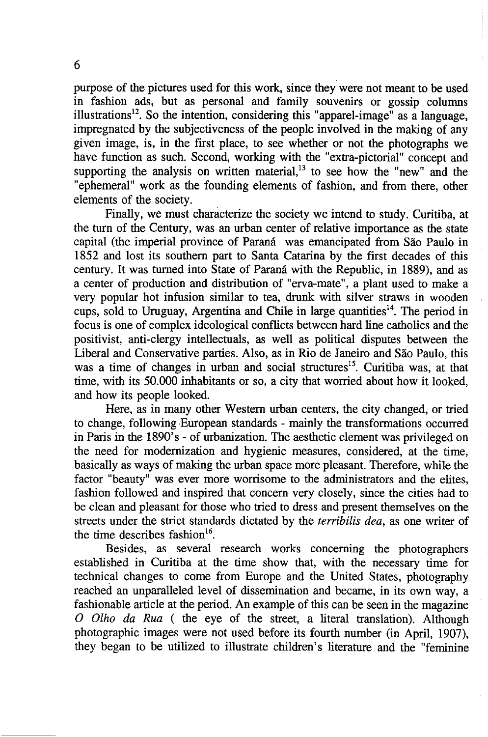purpose of the pictures used for this work, since they were not meant to be used in fashion ads, but as personal and family souvenirs or gossip columns illustrations[12]. So the intention, considering this "apparel-image" as a language, impregnated by the subjectiveness of the people involved in the making of any given image, is, in the first place, to see whether or not the photographs we have function as such. Second, working with the "extra-pictorial" concept and supporting the analysis on written material,[13] to see how the "new" and the "ephemeral" work as the founding elements of fashion, and from there, other elements of the society.

Finally, we must characterize the society we intend to study. Curitiba, at the turn of the Century, was an urban center of relative importance as the state capital (the imperial province of Paraná was emancipated from São Paulo in 1852 and lost its southern part to Santa Catarina by the first decades of this century. It was turned into State of Paraná with the Republic, in 1889), and as a center of production and distribution of "erva-mate", a plant used to make a very popular hot infusion similar to tea, drunk with silver straws in wooden cups, sold to Uruguay, Argentina and Chile in large quantities[14]. The period in focus is one of complex ideological conflicts between hard line catholics and the positivist, anti-clergy intellectuals, as well as political disputes between the Liberal and Conservative parties. Also, as in Rio de Janeiro and São Paulo, this was a time of changes in urban and social structures[15]. Curitiba was, at that time, with its 50.000 inhabitants or so, a city that worried about how it looked, and how its people looked.

Here, as in many other Western urban centers, the city changed, or tried to change, following European standards - mainly the transformations occurred in Paris in the 1890's - of urbanization. The aesthetic element was privileged on the need for modernization and hygienic measures, considered, at the time, basically as ways of making the urban space more pleasant. Therefore, while the factor "beauty" was ever more worrisome to the administrators and the elites, fashion followed and inspired that concern very closely, since the cities had to be clean and pleasant for those who tried to dress and present themselves on the streets under the strict standards dictated by the *terribilis dea*, as one writer of the time describes fashion[16].

Besides, as several research works concerning the photographers established in Curitiba at the time show that, with the necessary time for technical changes to come from Europe and the United States, photography reached an unparalleled level of dissemination and became, in its own way, a fashionable article at the period. An example of this can be seen in the magazine *O Olho da Rua* ( the eye of the street, a literal translation). Although photographic images were not used before its fourth number (in April, 1907), they began to be utilized to illustrate children's literature and the "feminine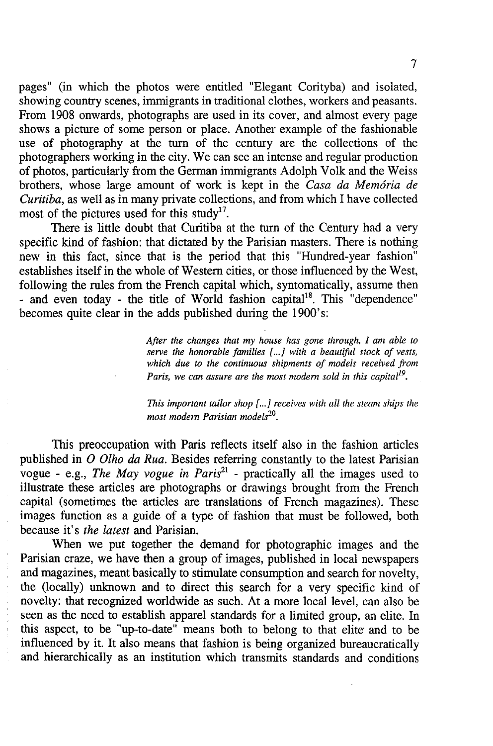pages" (in which the photos were entitled "Elegant Corityba) and isolated, showing country scenes, immigrants in traditional clothes, workers and peasants. From 1908 onwards, photographs are used in its cover, and almost every page shows a picture of some person or place. Another example of the fashionable use of photography at the turn of the century are the collections of the photographers working in the city. We can see an intense and regular production of photos, particularly from the German immigrants Adolph Volk and the Weiss brothers, whose large amount of work is kept in the *Casa da Memória de Curitiba*, as well as in many private collections, and from which I have collected most of the pictures used for this study[17].

There is little doubt that Curitiba at the turn of the Century had a very specific kind of fashion: that dictated by the Parisian masters. There is nothing new in this fact, since that is the period that this "Hundred-year fashion" establishes itself in the whole of Western cities, or those influenced by the West, following the rules from the French capital which, syntomatically, assume then - and even today - the title of World fashion capital[18]. This "dependence" becomes quite clear in the adds published during the 1900's:

> *After the changes that my house has gone through, I am able to serve the honorable families [...] with a beautiful stock of vests, which due to the continuous shipments of models received from Paris, we can assure are the most modern sold in this capital*[19].

> *This important tailor shop [...] receives with all the steam ships the most modern Parisian models*[20].

This preoccupation with Paris reflects itself also in the fashion articles published in *O Olho da Rua*. Besides referring constantly to the latest Parisian vogue - e.g., *The May vogue in Paris*[21] - practically all the images used to illustrate these articles are photographs or drawings brought from the French capital (sometimes the articles are translations of French magazines). These images function as a guide of a type of fashion that must be followed, both because it's *the latest* and Parisian.

When we put together the demand for photographic images and the Parisian craze, we have then a group of images, published in local newspapers and magazines, meant basically to stimulate consumption and search for novelty, the (locally) unknown and to direct this search for a very specific kind of novelty: that recognized worldwide as such. At a more local level, can also be seen as the need to establish apparel standards for a limited group, an elite. In this aspect, to be "up-to-date" means both to belong to that elite and to be influenced by it. It also means that fashion is being organized bureaucratically and hierarchically as an institution which transmits standards and conditions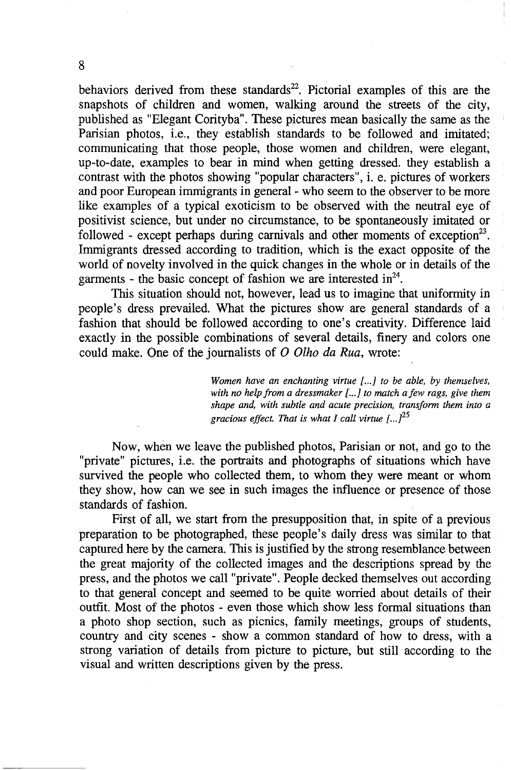behaviors derived from these standards[22]. Pictorial examples of this are the snapshots of children and women, walking around the streets of the city, published as "Elegant Corityba". These pictures mean basically the same as the Parisian photos, i.e., they establish standards to be followed and imitated; communicating that those people, those women and children, were elegant, up-to-date, examples to bear in mind when getting dressed. they establish a contrast with the photos showing "popular characters", i. e. pictures of workers and poor European immigrants in general - who seem to the observer to be more like examples of a typical exoticism to be observed with the neutral eye of positivist science, but under no circumstance, to be spontaneously imitated or followed - except perhaps during carnivals and other moments of exception[23]. Immigrants dressed according to tradition, which is the exact opposite of the world of novelty involved in the quick changes in the whole or in details of the garments - the basic concept of fashion we are interested in[24].

This situation should not, however, lead us to imagine that uniformity in people's dress prevailed. What the pictures show are general standards of a fashion that should be followed according to one's creativity. Difference laid exactly in the possible combinations of several details, finery and colors one could make. One of the journalists of *O Olho da Rua*, wrote:

> *Women have an enchanting virtue [...] to be able, by themselves, with no help from a dressmaker [...] to match a few rags, give them shape and, with subtle and acute precision, transform them into a gracious effect. That is what I call virtue [...]*[25]

Now, when we leave the published photos, Parisian or not, and go to the "private" pictures, i.e. the portraits and photographs of situations which have survived the people who collected them, to whom they were meant or whom they show, how can we see in such images the influence or presence of those standards of fashion.

First of all, we start from the presupposition that, in spite of a previous preparation to be photographed, these people's daily dress was similar to that captured here by the camera. This is justified by the strong resemblance between the great majority of the collected images and the descriptions spread by the press, and the photos we call "private". People decked themselves out according to that general concept and seemed to be quite worried about details of their outfit. Most of the photos - even those which show less formal situations than a photo shop section, such as picnics, family meetings, groups of students, country and city scenes - show a common standard of how to dress, with a strong variation of details from picture to picture, but still according to the visual and written descriptions given by the press.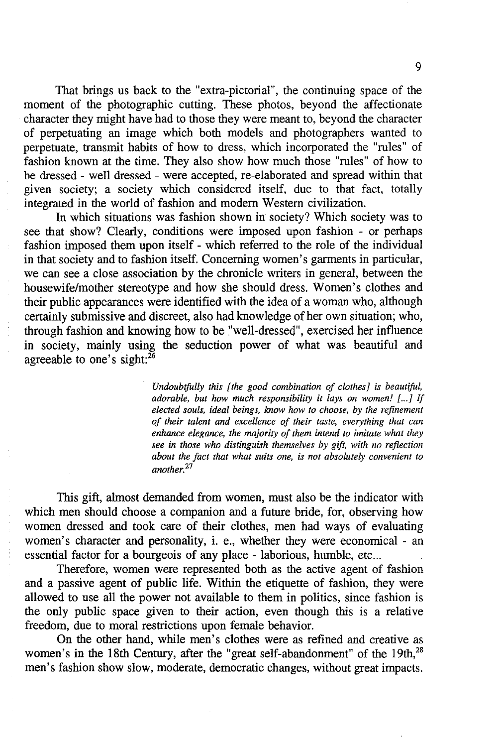That brings us back to the "extra-pictorial", the continuing space of the moment of the photographic cutting. These photos, beyond the affectionate character they might have had to those they were meant to, beyond the character of perpetuating an image which both models and photographers wanted to perpetuate, transmit habits of how to dress, which incorporated the "rules" of fashion known at the time. They also show how much those "rules" of how to be dressed - well dressed - were accepted, re-elaborated and spread within that given society; a society which considered itself, due to that fact, totally integrated in the world of fashion and modern Western civilization.

In which situations was fashion shown in society? Which society was to see that show? Clearly, conditions were imposed upon fashion - or perhaps fashion imposed them upon itself - which referred to the role of the individual in that society and to fashion itself. Concerning women's garments in particular, we can see a close association by the chronicle writers in general, between the housewife/mother stereotype and how she should dress. Women's clothes and their public appearances were identified with the idea of a woman who, although certainly submissive and discreet, also had knowledge of her own situation; who, through fashion and knowing how to be "well-dressed", exercised her influence in society, mainly using the seduction power of what was beautiful and agreeable to one's sight:[26]

> *Undoubtfully this [the good combination of clothes] is beautiful, adorable, but how much responsibility it lays on women! [...] If elected souls, ideal beings, know how to choose, by the refinement of their talent and excellence of their taste, everything that can enhance elegance, the majority of them intend to imitate what they see in those who distinguish themselves by gift, with no reflection about the fact that what suits one, is not absolutely convenient to another.*[27]

This gift, almost demanded from women, must also be the indicator with which men should choose a companion and a future bride, for, observing how women dressed and took care of their clothes, men had ways of evaluating women's character and personality, i. e., whether they were economical - an essential factor for a bourgeois of any place - laborious, humble, etc...

Therefore, women were represented both as the active agent of fashion and a passive agent of public life. Within the etiquette of fashion, they were allowed to use all the power not available to them in politics, since fashion is the only public space given to their action, even though this is a relative freedom, due to moral restrictions upon female behavior.

On the other hand, while men's clothes were as refined and creative as women's in the 18th Century, after the "great self-abandonment" of the 19th,[28] men's fashion show slow, moderate, democratic changes, without great impacts.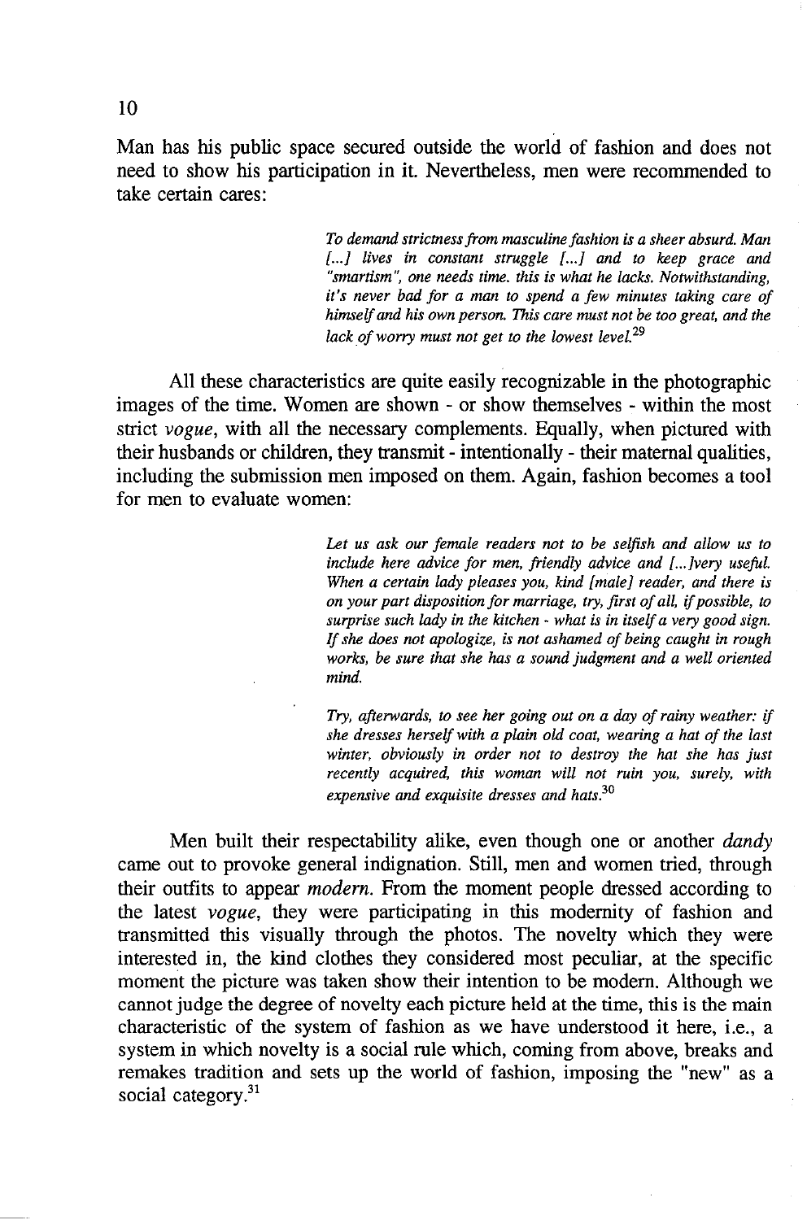Man has his public space secured outside the world of fashion and does not need to show his participation in it. Nevertheless, men were recommended to take certain cares:

> *To demand strictness from masculine fashion is a sheer absurd. Man [...] lives in constant struggle [...] and to keep grace and "smartism", one needs time. this is what he lacks. Notwithstanding, it's never bad for a man to spend a few minutes taking care of himself and his own person. This care must not be too great, and the lack of worry must not get to the lowest level.*[29]

All these characteristics are quite easily recognizable in the photographic images of the time. Women are shown - or show themselves - within the most strict *vogue*, with all the necessary complements. Equally, when pictured with their husbands or children, they transmit - intentionally - their maternal qualities, including the submission men imposed on them. Again, fashion becomes a tool for men to evaluate women:

> *Let us ask our female readers not to be selfish and allow us to include here advice for men, friendly advice and [...]very useful. When a certain lady pleases you, kind [male] reader, and there is on your part disposition for marriage, try, first of all, if possible, to surprise such lady in the kitchen - what is in itself a very good sign. If she does not apologize, is not ashamed of being caught in rough works, be sure that she has a sound judgment and a well oriented mind.*
>
> *Try, afterwards, to see her going out on a day of rainy weather: if she dresses herself with a plain old coat, wearing a hat of the last winter, obviously in order not to destroy the hat she has just recently acquired, this woman will not ruin you, surely, with expensive and exquisite dresses and hats.*[30]

Men built their respectability alike, even though one or another *dandy* came out to provoke general indignation. Still, men and women tried, through their outfits to appear *modern*. From the moment people dressed according to the latest *vogue*, they were participating in this modernity of fashion and transmitted this visually through the photos. The novelty which they were interested in, the kind clothes they considered most peculiar, at the specific moment the picture was taken show their intention to be modern. Although we cannot judge the degree of novelty each picture held at the time, this is the main characteristic of the system of fashion as we have understood it here, i.e., a system in which novelty is a social rule which, coming from above, breaks and remakes tradition and sets up the world of fashion, imposing the "new" as a social category.[31]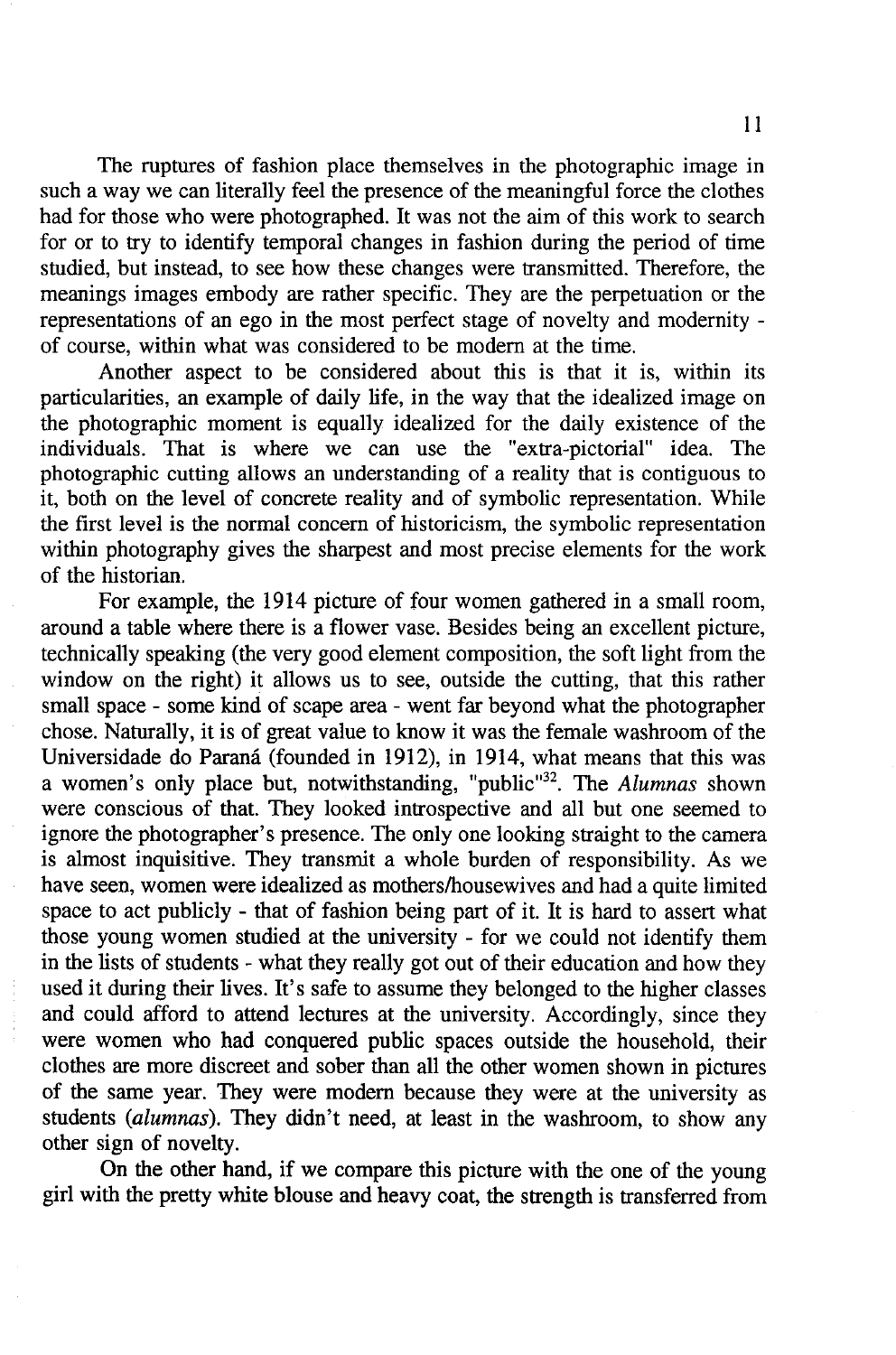The ruptures of fashion place themselves in the photographic image in such a way we can literally feel the presence of the meaningful force the clothes had for those who were photographed. It was not the aim of this work to search for or to try to identify temporal changes in fashion during the period of time studied, but instead, to see how these changes were transmitted. Therefore, the meanings images embody are rather specific. They are the perpetuation or the representations of an ego in the most perfect stage of novelty and modernity - of course, within what was considered to be modern at the time.

Another aspect to be considered about this is that it is, within its particularities, an example of daily life, in the way that the idealized image on the photographic moment is equally idealized for the daily existence of the individuals. That is where we can use the "extra-pictorial" idea. The photographic cutting allows an understanding of a reality that is contiguous to it, both on the level of concrete reality and of symbolic representation. While the first level is the normal concern of historicism, the symbolic representation within photography gives the sharpest and most precise elements for the work of the historian.

For example, the 1914 picture of four women gathered in a small room, around a table where there is a flower vase. Besides being an excellent picture, technically speaking (the very good element composition, the soft light from the window on the right) it allows us to see, outside the cutting, that this rather small space - some kind of scape area - went far beyond what the photographer chose. Naturally, it is of great value to know it was the female washroom of the Universidade do Paraná (founded in 1912), in 1914, what means that this was a women's only place but, notwithstanding, "public"[32]. The *Alumnas* shown were conscious of that. They looked introspective and all but one seemed to ignore the photographer's presence. The only one looking straight to the camera is almost inquisitive. They transmit a whole burden of responsibility. As we have seen, women were idealized as mothers/housewives and had a quite limited space to act publicly - that of fashion being part of it. It is hard to assert what those young women studied at the university - for we could not identify them in the lists of students - what they really got out of their education and how they used it during their lives. It's safe to assume they belonged to the higher classes and could afford to attend lectures at the university. Accordingly, since they were women who had conquered public spaces outside the household, their clothes are more discreet and sober than all the other women shown in pictures of the same year. They were modern because they were at the university as students (*alumnas*). They didn't need, at least in the washroom, to show any other sign of novelty.

On the other hand, if we compare this picture with the one of the young girl with the pretty white blouse and heavy coat, the strength is transferred from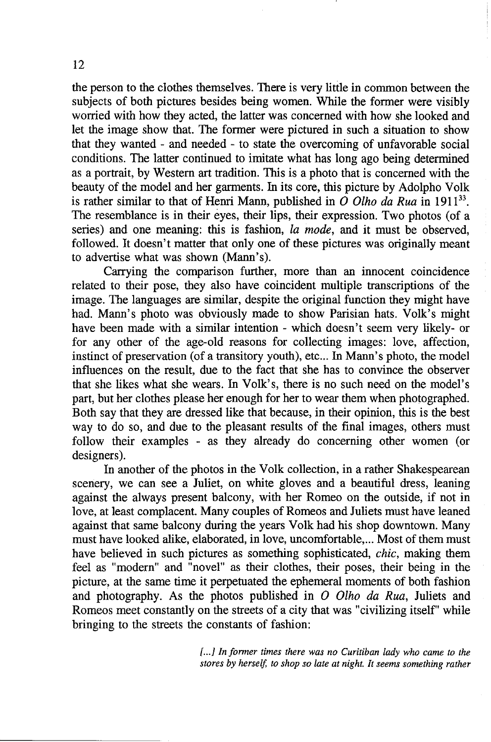the person to the clothes themselves. There is very little in common between the subjects of both pictures besides being women. While the former were visibly worried with how they acted, the latter was concerned with how she looked and let the image show that. The former were pictured in such a situation to show that they wanted - and needed - to state the overcoming of unfavorable social conditions. The latter continued to imitate what has long ago being determined as a portrait, by Western art tradition. This is a photo that is concerned with the beauty of the model and her garments. In its core, this picture by Adolpho Volk is rather similar to that of Henri Mann, published in *O Olho da Rua* in 1911[33]. The resemblance is in their eyes, their lips, their expression. Two photos (of a series) and one meaning: this is fashion, *la mode*, and it must be observed, followed. It doesn't matter that only one of these pictures was originally meant to advertise what was shown (Mann's).

Carrying the comparison further, more than an innocent coincidence related to their pose, they also have coincident multiple transcriptions of the image. The languages are similar, despite the original function they might have had. Mann's photo was obviously made to show Parisian hats. Volk's might have been made with a similar intention - which doesn't seem very likely- or for any other of the age-old reasons for collecting images: love, affection, instinct of preservation (of a transitory youth), etc... In Mann's photo, the model influences on the result, due to the fact that she has to convince the observer that she likes what she wears. In Volk's, there is no such need on the model's part, but her clothes please her enough for her to wear them when photographed. Both say that they are dressed like that because, in their opinion, this is the best way to do so, and due to the pleasant results of the final images, others must follow their examples - as they already do concerning other women (or designers).

In another of the photos in the Volk collection, in a rather Shakespearean scenery, we can see a Juliet, on white gloves and a beautiful dress, leaning against the always present balcony, with her Romeo on the outside, if not in love, at least complacent. Many couples of Romeos and Juliets must have leaned against that same balcony during the years Volk had his shop downtown. Many must have looked alike, elaborated, in love, uncomfortable,... Most of them must have believed in such pictures as something sophisticated, *chic*, making them feel as "modern" and "novel" as their clothes, their poses, their being in the picture, at the same time it perpetuated the ephemeral moments of both fashion and photography. As the photos published in *O Olho da Rua*, Juliets and Romeos meet constantly on the streets of a city that was "civilizing itself" while bringing to the streets the constants of fashion:

> *[...] In former times there was no Curitiban lady who came to the stores by herself, to shop so late at night. It seems something rather*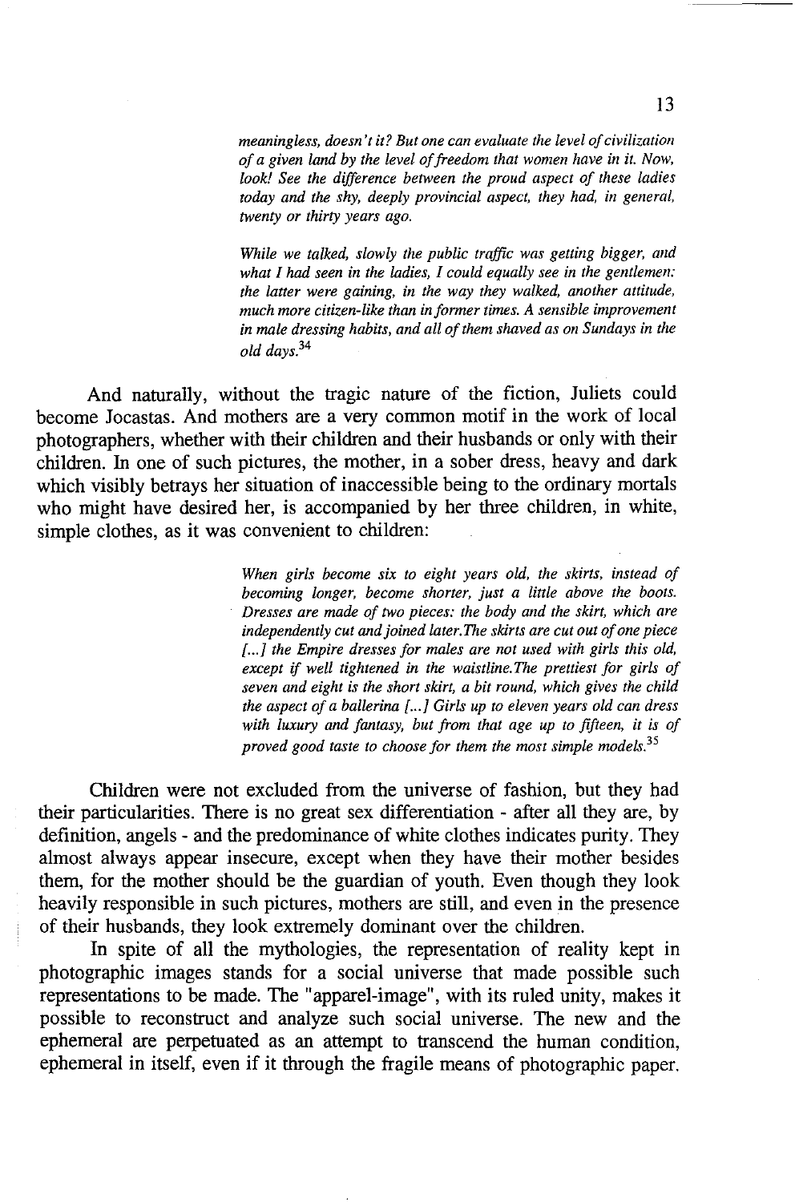*meaningless, doesn't it? But one can evaluate the level of civilization of a given land by the level of freedom that women have in it. Now, look! See the difference between the proud aspect of these ladies today and the shy, deeply provincial aspect, they had, in general, twenty or thirty years ago.*

*While we talked, slowly the public traffic was getting bigger, and what I had seen in the ladies, I could equally see in the gentlemen: the latter were gaining, in the way they walked, another attitude, much more citizen-like than in former times. A sensible improvement in male dressing habits, and all of them shaved as on Sundays in the old days.*[34]

And naturally, without the tragic nature of the fiction, Juliets could become Jocastas. And mothers are a very common motif in the work of local photographers, whether with their children and their husbands or only with their children. In one of such pictures, the mother, in a sober dress, heavy and dark which visibly betrays her situation of inaccessible being to the ordinary mortals who might have desired her, is accompanied by her three children, in white, simple clothes, as it was convenient to children:

*When girls become six to eight years old, the skirts, instead of becoming longer, become shorter, just a little above the boots. Dresses are made of two pieces: the body and the skirt, which are independently cut and joined later.The skirts are cut out of one piece [...] the Empire dresses for males are not used with girls this old, except if well tightened in the waistline.The prettiest for girls of seven and eight is the short skirt, a bit round, which gives the child the aspect of a ballerina [...] Girls up to eleven years old can dress with luxury and fantasy, but from that age up to fifteen, it is of proved good taste to choose for them the most simple models.*[35]

Children were not excluded from the universe of fashion, but they had their particularities. There is no great sex differentiation - after all they are, by definition, angels - and the predominance of white clothes indicates purity. They almost always appear insecure, except when they have their mother besides them, for the mother should be the guardian of youth. Even though they look heavily responsible in such pictures, mothers are still, and even in the presence of their husbands, they look extremely dominant over the children.

In spite of all the mythologies, the representation of reality kept in photographic images stands for a social universe that made possible such representations to be made. The "apparel-image", with its ruled unity, makes it possible to reconstruct and analyze such social universe. The new and the ephemeral are perpetuated as an attempt to transcend the human condition, ephemeral in itself, even if it through the fragile means of photographic paper.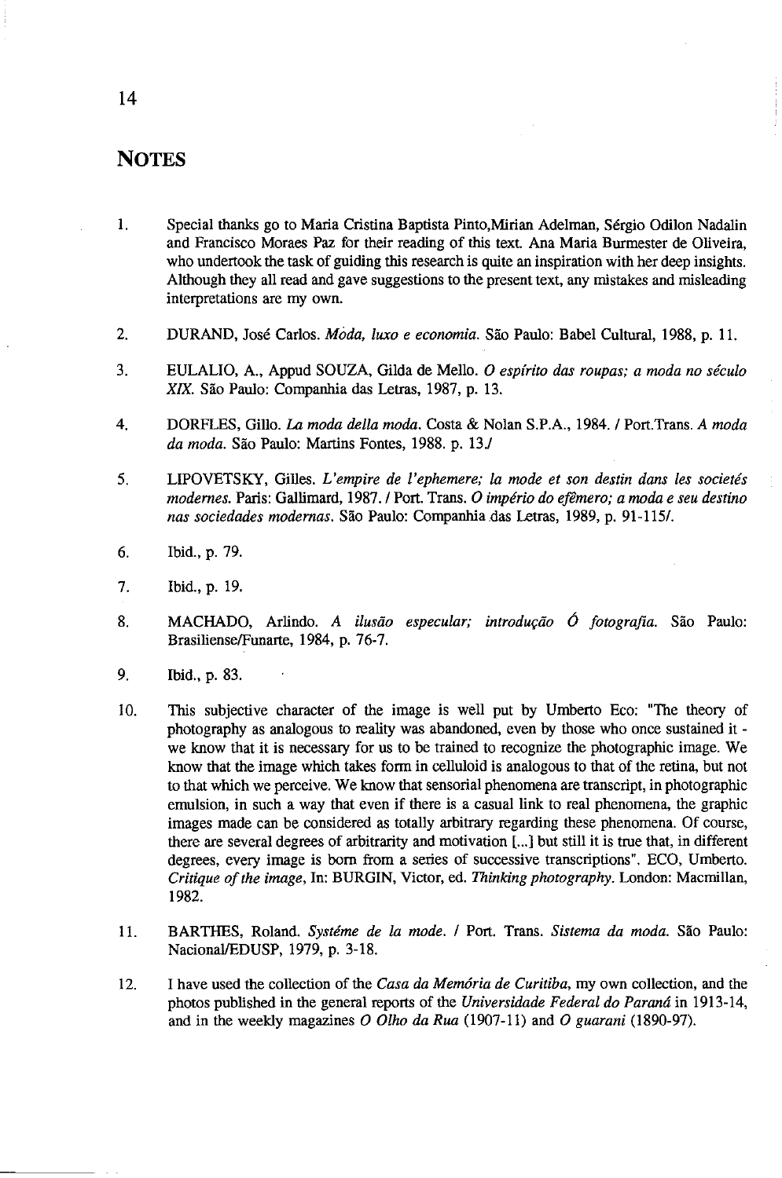## NOTES

1. Special thanks go to Maria Cristina Baptista Pinto,Mirian Adelman, Sérgio Odilon Nadalin and Francisco Moraes Paz for their reading of this text. Ana Maria Burmester de Oliveira, who undertook the task of guiding this research is quite an inspiration with her deep insights. Although they all read and gave suggestions to the present text, any mistakes and misleading interpretations are my own.

2. DURAND, José Carlos. *Moda, luxo e economia*. São Paulo: Babel Cultural, 1988, p. 11.

3. EULALIO, A., Appud SOUZA, Gilda de Mello. *O espírito das roupas; a moda no século XIX*. São Paulo: Companhia das Letras, 1987, p. 13.

4. DORFLES, Gillo. *La moda della moda*. Costa & Nolan S.P.A., 1984. / Port.Trans. *A moda da moda*. São Paulo: Martins Fontes, 1988. p. 13./

5. LIPOVETSKY, Gilles. *L'empire de l'ephemere; la mode et son destin dans les societés modernes*. Paris: Gallimard, 1987. / Port. Trans. *O império do efêmero; a moda e seu destino nas sociedades modernas*. São Paulo: Companhia das Letras, 1989, p. 91-115/.

6. Ibid., p. 79.

7. Ibid., p. 19.

8. MACHADO, Arlindo. *A ilusão especular; introdução Ó fotografia*. São Paulo: Brasiliense/Funarte, 1984, p. 76-7.

9. Ibid., p. 83.

10. This subjective character of the image is well put by Umberto Eco: "The theory of photography as analogous to reality was abandoned, even by those who once sustained it - we know that it is necessary for us to be trained to recognize the photographic image. We know that the image which takes form in celluloid is analogous to that of the retina, but not to that which we perceive. We know that sensorial phenomena are transcript, in photographic emulsion, in such a way that even if there is a casual link to real phenomena, the graphic images made can be considered as totally arbitrary regarding these phenomena. Of course, there are several degrees of arbitrarity and motivation [...] but still it is true that, in different degrees, every image is born from a series of successive transcriptions". ECO, Umberto. *Critique of the image*, In: BURGIN, Victor, ed. *Thinking photography*. London: Macmillan, 1982.

11. BARTHES, Roland. *Systéme de la mode*. / Port. Trans. *Sistema da moda*. São Paulo: Nacional/EDUSP, 1979, p. 3-18.

12. I have used the collection of the *Casa da Memória de Curitiba*, my own collection, and the photos published in the general reports of the *Universidade Federal do Paraná* in 1913-14, and in the weekly magazines *O Olho da Rua* (1907-11) and *O guarani* (1890-97).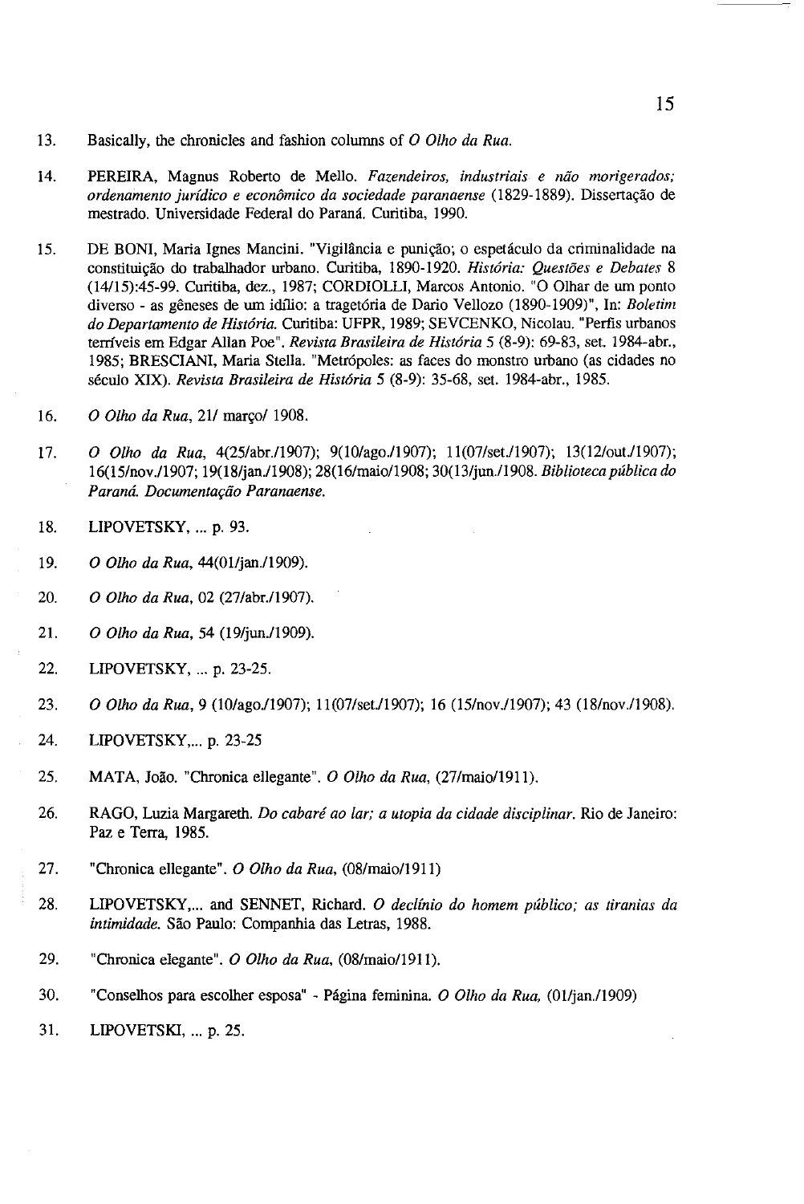13. Basically, the chronicles and fashion columns of *O Olho da Rua.*

14. PEREIRA, Magnus Roberto de Mello. *Fazendeiros, industriais e não morigerados; ordenamento jurídico e econômico da sociedade paranaense* (1829-1889). Dissertação de mestrado. Universidade Federal do Paraná. Curitiba, 1990.

15. DE BONI, Maria Ignes Mancini. "Vigilância e punição; o espetáculo da criminalidade na constituição do trabalhador urbano. Curitiba, 1890-1920. *História: Questões e Debates* 8 (14/15):45-99. Curitiba, dez., 1987; CORDIOLLI, Marcos Antonio. "O Olhar de um ponto diverso - as gêneses de um idílio: a tragetória de Dario Vellozo (1890-1909)", In: *Boletim do Departamento de História.* Curitiba: UFPR, 1989; SEVCENKO, Nicolau. "Perfis urbanos terríveis em Edgar Allan Poe". *Revista Brasileira de História* 5 (8-9): 69-83, set. 1984-abr., 1985; BRESCIANI, Maria Stella. "Metrópoles: as faces do monstro urbano (as cidades no século XIX). *Revista Brasileira de História* 5 (8-9): 35-68, set. 1984-abr., 1985.

16. *O Olho da Rua*, 21/ março/ 1908.

17. *O Olho da Rua*, 4(25/abr./1907); 9(10/ago./1907); 11(07/set./1907); 13(12/out./1907); 16(15/nov./1907; 19(18/jan./1908); 28(16/maio/1908; 30(13/jun./1908. *Biblioteca pública do Paraná. Documentação Paranaense.*

18. LIPOVETSKY, ... p. 93.

19. *O Olho da Rua*, 44(01/jan./1909).

20. *O Olho da Rua*, 02 (27/abr./1907).

21. *O Olho da Rua*, 54 (19/jun./1909).

22. LIPOVETSKY, ... p. 23-25.

23. *O Olho da Rua*, 9 (10/ago./1907); 11(07/set./1907); 16 (15/nov./1907); 43 (18/nov./1908).

24. LIPOVETSKY,... p. 23-25

25. MATA, João. "Chronica ellegante". *O Olho da Rua*, (27/maio/1911).

26. RAGO, Luzia Margareth. *Do cabaré ao lar; a utopia da cidade disciplinar.* Rio de Janeiro: Paz e Terra, 1985.

27. "Chronica ellegante". *O Olho da Rua*, (08/maio/1911)

28. LIPOVETSKY,... and SENNET, Richard. *O declínio do homem público; as tiranias da intimidade.* São Paulo: Companhia das Letras, 1988.

29. "Chronica elegante". *O Olho da Rua*, (08/maio/1911).

30. "Conselhos para escolher esposa" - Página feminina. *O Olho da Rua*, (01/jan./1909)

31. LIPOVETSKI, ... p. 25.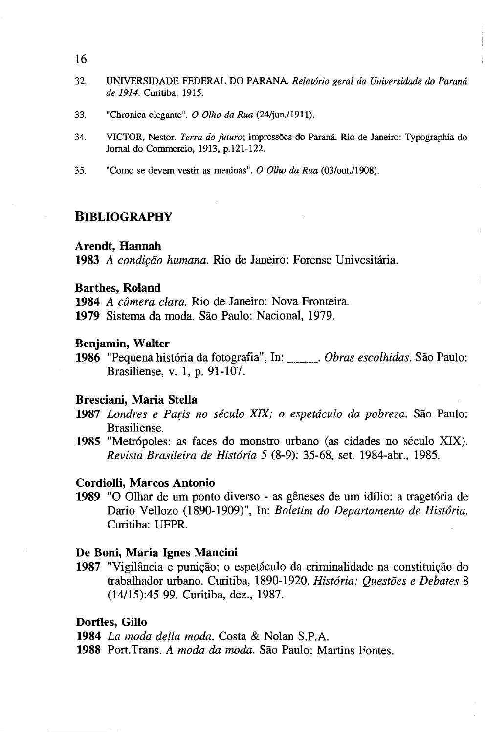32. UNIVERSIDADE FEDERAL DO PARANA. *Relatório geral da Universidade do Paraná de 1914*. Curitiba: 1915.

33. "Chronica elegante". *O Olho da Rua* (24/jun./1911).

34. VICTOR, Nestor. *Terra do futuro*; impressões do Paraná. Rio de Janeiro: Typographia do Jornal do Commercio, 1913, p.121-122.

35. "Como se devem vestir as meninas". *O Olho da Rua* (03/out./1908).

## BIBLIOGRAPHY

**Arendt, Hannah**

**1983** *A condição humana*. Rio de Janeiro: Forense Univesitária.

**Barthes, Roland**

**1984** *A câmera clara*. Rio de Janeiro: Nova Fronteira.

**1979** Sistema da moda. São Paulo: Nacional, 1979.

**Benjamin, Walter**

**1986** "Pequena história da fotografia", In: _____. *Obras escolhidas*. São Paulo: Brasiliense, v. 1, p. 91-107.

**Bresciani, Maria Stella**

**1987** *Londres e Paris no século XIX; o espetáculo da pobreza*. São Paulo: Brasiliense.

**1985** "Metrópoles: as faces do monstro urbano (as cidades no século XIX). *Revista Brasileira de História* 5 (8-9): 35-68, set. 1984-abr., 1985.

**Cordiolli, Marcos Antonio**

**1989** "O Olhar de um ponto diverso - as gêneses de um idílio: a tragetória de Dario Vellozo (1890-1909)", In: *Boletim do Departamento de História*. Curitiba: UFPR.

**De Boni, Maria Ignes Mancini**

**1987** "Vigilância e punição; o espetáculo da criminalidade na constituição do trabalhador urbano. Curitiba, 1890-1920. *História: Questões e Debates* 8 (14/15):45-99. Curitiba, dez., 1987.

**Dorfles, Gillo**

**1984** *La moda della moda*. Costa & Nolan S.P.A.

**1988** Port.Trans. *A moda da moda*. São Paulo: Martins Fontes.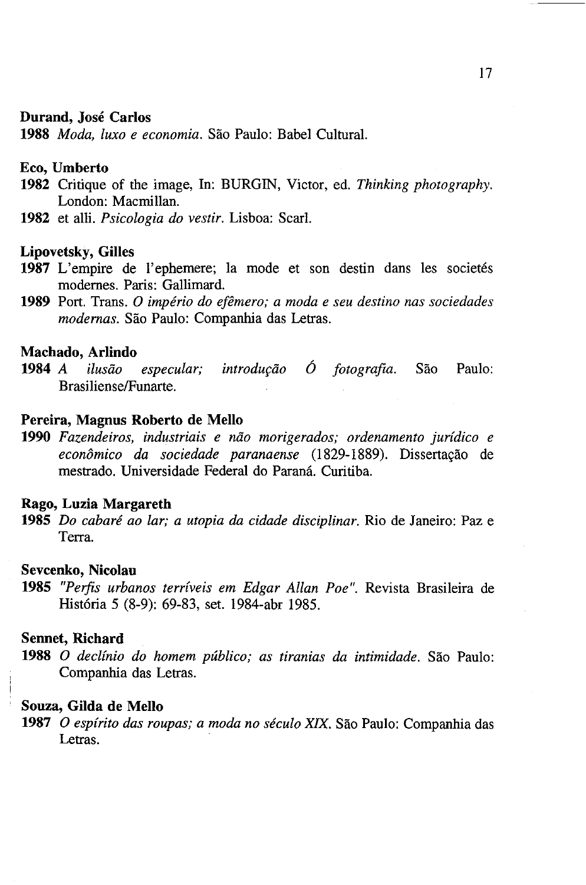**Durand, José Carlos**

**1988** *Moda, luxo e economia.* São Paulo: Babel Cultural.

**Eco, Umberto**

**1982** Critique of the image, In: BURGIN, Victor, ed. *Thinking photography.* London: Macmillan.

**1982** et alli. *Psicologia do vestir.* Lisboa: Scarl.

**Lipovetsky, Gilles**

**1987** L'empire de l'ephemere; la mode et son destin dans les societés modernes. Paris: Gallimard.

**1989** Port. Trans. *O império do efêmero; a moda e seu destino nas sociedades modernas.* São Paulo: Companhia das Letras.

**Machado, Arlindo**

**1984** *A ilusão especular; introdução Ó fotografia.* São Paulo: Brasiliense/Funarte.

**Pereira, Magnus Roberto de Mello**

**1990** *Fazendeiros, industriais e não morigerados; ordenamento jurídico e econômico da sociedade paranaense* (1829-1889). Dissertação de mestrado. Universidade Federal do Paraná. Curitiba.

**Rago, Luzia Margareth**

**1985** *Do cabaré ao lar; a utopia da cidade disciplinar.* Rio de Janeiro: Paz e Terra.

**Sevcenko, Nicolau**

**1985** *"Perfis urbanos terríveis em Edgar Allan Poe".* Revista Brasileira de História 5 (8-9): 69-83, set. 1984-abr 1985.

**Sennet, Richard**

**1988** *O declínio do homem público; as tiranias da intimidade.* São Paulo: Companhia das Letras.

**Souza, Gilda de Mello**

**1987** *O espírito das roupas; a moda no século XIX.* São Paulo: Companhia das Letras.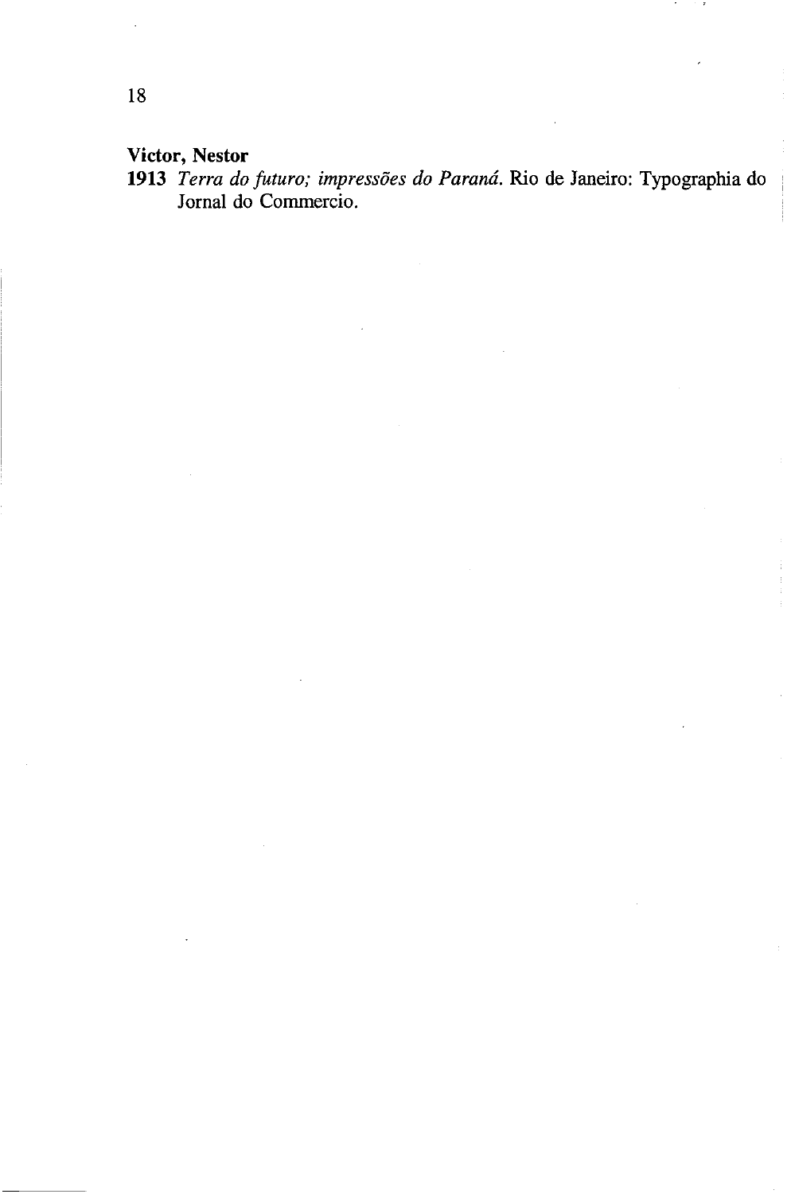**Victor, Nestor**

**1913** *Terra do futuro; impressões do Paraná.* Rio de Janeiro: Typographia do Jornal do Commercio.